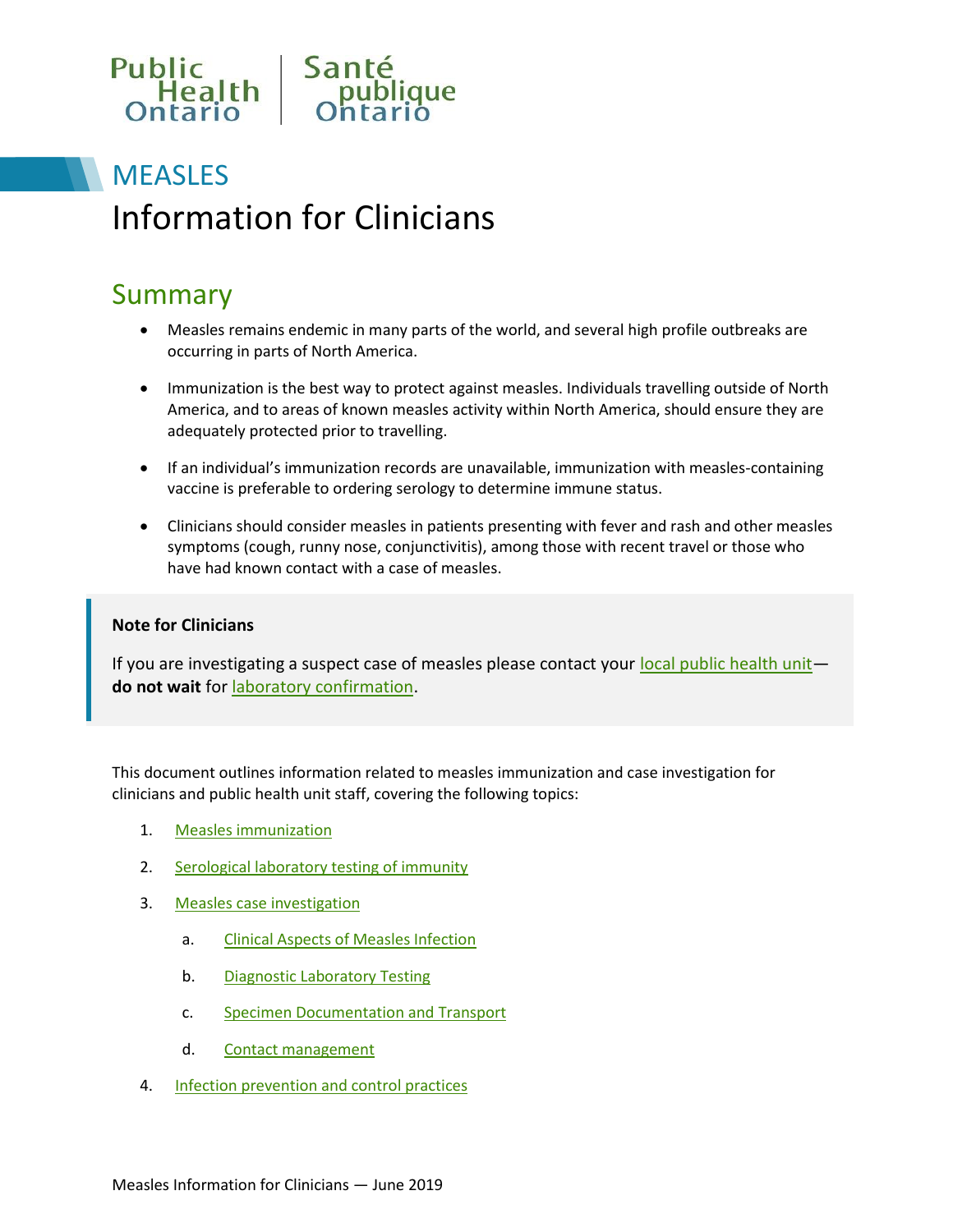Public Health Ontario | Santé publique Ontario

# MEASLES

# Information for Clinicians

## Summary

- Measles remains endemic in many parts of the world, and several high profile outbreaks are occurring in parts of North America.
- Immunization is the best way to protect against measles. Individuals travelling outside of North America, and to areas of known measles activity within North America, should ensure they are adequately protected prior to travelling.
- If an individual's immunization records are unavailable, immunization with measles-containing vaccine is preferable to ordering serology to determine immune status.
- Clinicians should consider measles in patients presenting with fever and rash and other measles symptoms (cough, runny nose, conjunctivitis), among those with recent travel or those who have had known contact with a case of measles.

> **Note for Clinicians**
>
> If you are investigating a suspect case of measles please contact your local public health unit—**do not wait** for laboratory confirmation.

This document outlines information related to measles immunization and case investigation for clinicians and public health unit staff, covering the following topics:

1. Measles immunization
2. Serological laboratory testing of immunity
3. Measles case investigation
    a. Clinical Aspects of Measles Infection
    b. Diagnostic Laboratory Testing
    c. Specimen Documentation and Transport
    d. Contact management
4. Infection prevention and control practices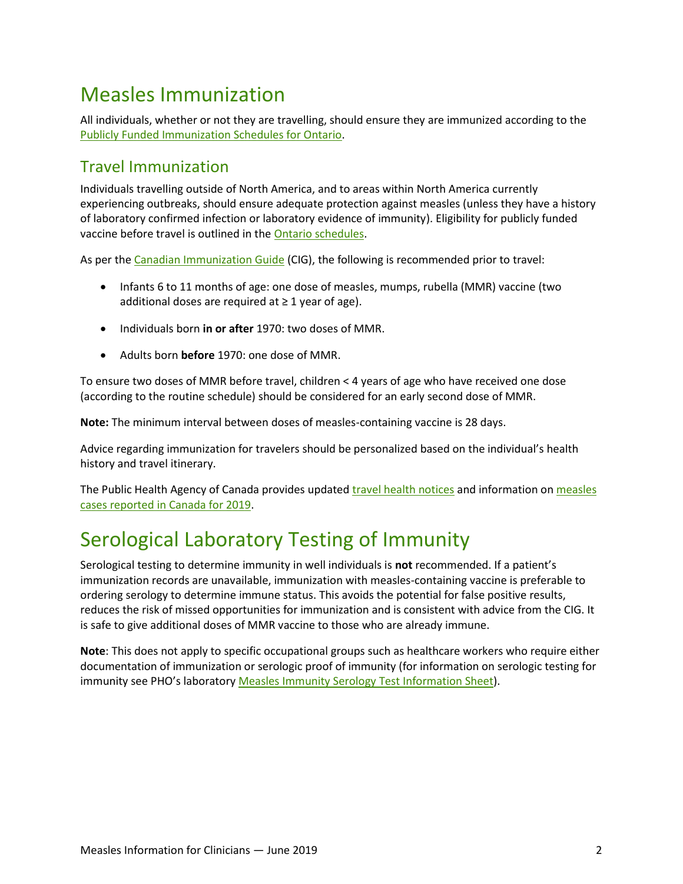# Measles Immunization

All individuals, whether or not they are travelling, should ensure they are immunized according to the Publicly Funded Immunization Schedules for Ontario.

## Travel Immunization

Individuals travelling outside of North America, and to areas within North America currently experiencing outbreaks, should ensure adequate protection against measles (unless they have a history of laboratory confirmed infection or laboratory evidence of immunity). Eligibility for publicly funded vaccine before travel is outlined in the Ontario schedules.

As per the Canadian Immunization Guide (CIG), the following is recommended prior to travel:

- Infants 6 to 11 months of age: one dose of measles, mumps, rubella (MMR) vaccine (two additional doses are required at ≥ 1 year of age).
- Individuals born **in or after** 1970: two doses of MMR.
- Adults born **before** 1970: one dose of MMR.

To ensure two doses of MMR before travel, children < 4 years of age who have received one dose (according to the routine schedule) should be considered for an early second dose of MMR.

**Note:** The minimum interval between doses of measles-containing vaccine is 28 days.

Advice regarding immunization for travelers should be personalized based on the individual's health history and travel itinerary.

The Public Health Agency of Canada provides updated travel health notices and information on measles cases reported in Canada for 2019.

# Serological Laboratory Testing of Immunity

Serological testing to determine immunity in well individuals is **not** recommended. If a patient's immunization records are unavailable, immunization with measles-containing vaccine is preferable to ordering serology to determine immune status. This avoids the potential for false positive results, reduces the risk of missed opportunities for immunization and is consistent with advice from the CIG. It is safe to give additional doses of MMR vaccine to those who are already immune.

**Note**: This does not apply to specific occupational groups such as healthcare workers who require either documentation of immunization or serologic proof of immunity (for information on serologic testing for immunity see PHO's laboratory Measles Immunity Serology Test Information Sheet).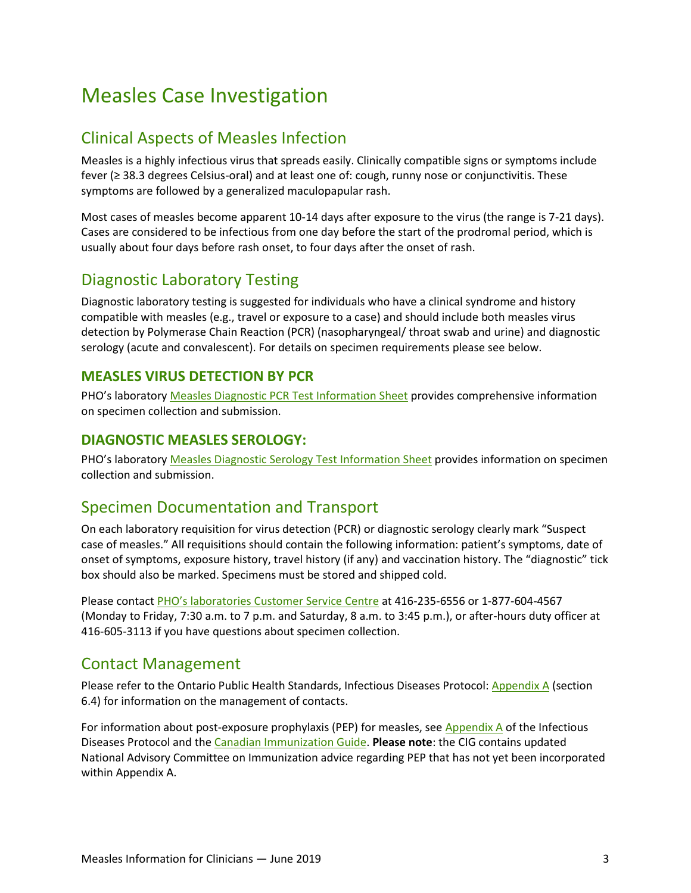# Measles Case Investigation

## Clinical Aspects of Measles Infection

Measles is a highly infectious virus that spreads easily. Clinically compatible signs or symptoms include fever (≥ 38.3 degrees Celsius-oral) and at least one of: cough, runny nose or conjunctivitis. These symptoms are followed by a generalized maculopapular rash.

Most cases of measles become apparent 10-14 days after exposure to the virus (the range is 7-21 days). Cases are considered to be infectious from one day before the start of the prodromal period, which is usually about four days before rash onset, to four days after the onset of rash.

## Diagnostic Laboratory Testing

Diagnostic laboratory testing is suggested for individuals who have a clinical syndrome and history compatible with measles (e.g., travel or exposure to a case) and should include both measles virus detection by Polymerase Chain Reaction (PCR) (nasopharyngeal/ throat swab and urine) and diagnostic serology (acute and convalescent). For details on specimen requirements please see below.

### MEASLES VIRUS DETECTION BY PCR

PHO's laboratory Measles Diagnostic PCR Test Information Sheet provides comprehensive information on specimen collection and submission.

### DIAGNOSTIC MEASLES SEROLOGY:

PHO's laboratory Measles Diagnostic Serology Test Information Sheet provides information on specimen collection and submission.

## Specimen Documentation and Transport

On each laboratory requisition for virus detection (PCR) or diagnostic serology clearly mark "Suspect case of measles." All requisitions should contain the following information: patient's symptoms, date of onset of symptoms, exposure history, travel history (if any) and vaccination history. The "diagnostic" tick box should also be marked. Specimens must be stored and shipped cold.

Please contact PHO's laboratories Customer Service Centre at 416-235-6556 or 1-877-604-4567 (Monday to Friday, 7:30 a.m. to 7 p.m. and Saturday, 8 a.m. to 3:45 p.m.), or after-hours duty officer at 416-605-3113 if you have questions about specimen collection.

## Contact Management

Please refer to the Ontario Public Health Standards, Infectious Diseases Protocol: Appendix A (section 6.4) for information on the management of contacts.

For information about post-exposure prophylaxis (PEP) for measles, see Appendix A of the Infectious Diseases Protocol and the Canadian Immunization Guide. **Please note**: the CIG contains updated National Advisory Committee on Immunization advice regarding PEP that has not yet been incorporated within Appendix A.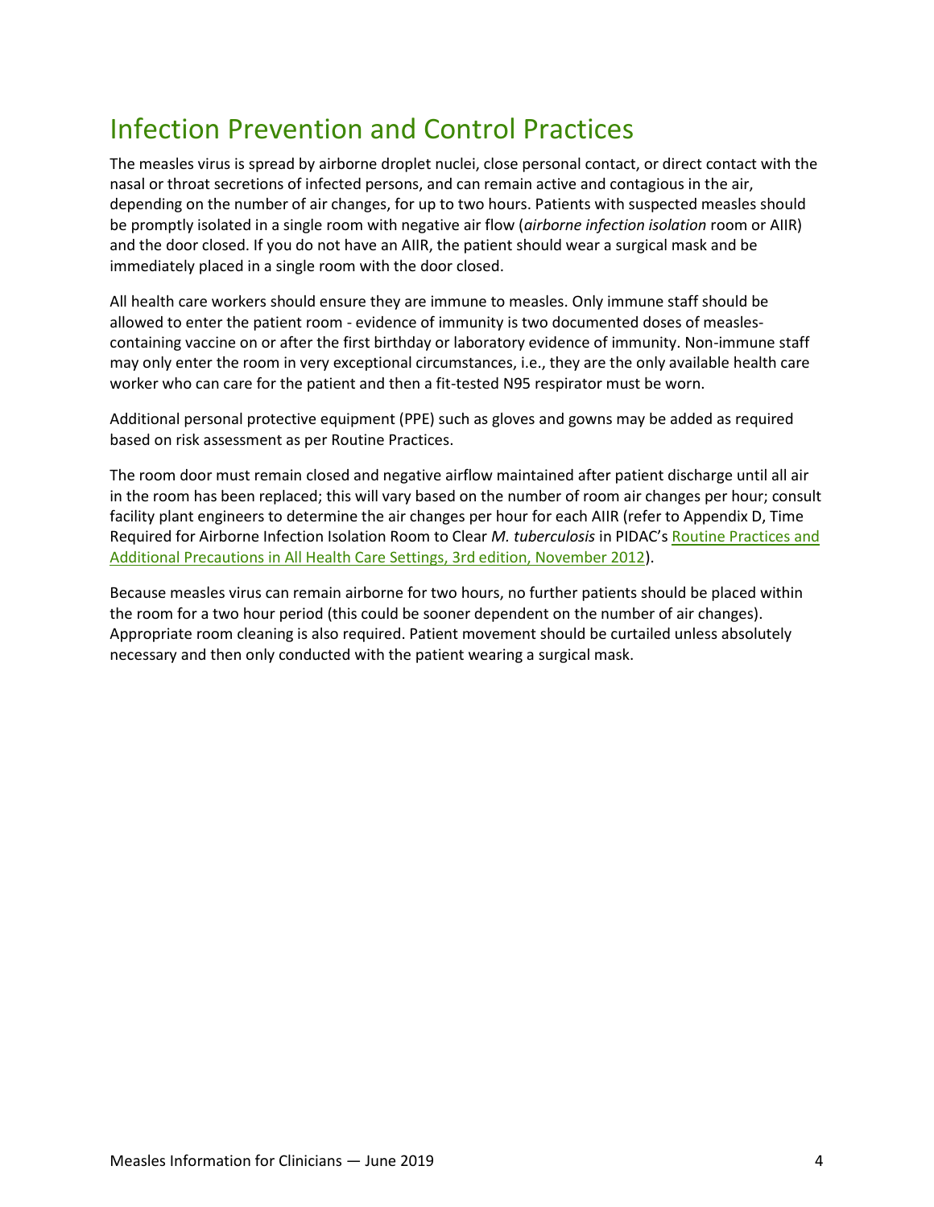## Infection Prevention and Control Practices

The measles virus is spread by airborne droplet nuclei, close personal contact, or direct contact with the nasal or throat secretions of infected persons, and can remain active and contagious in the air, depending on the number of air changes, for up to two hours. Patients with suspected measles should be promptly isolated in a single room with negative air flow (*airborne infection isolation* room or AIIR) and the door closed. If you do not have an AIIR, the patient should wear a surgical mask and be immediately placed in a single room with the door closed.

All health care workers should ensure they are immune to measles. Only immune staff should be allowed to enter the patient room - evidence of immunity is two documented doses of measles-containing vaccine on or after the first birthday or laboratory evidence of immunity. Non-immune staff may only enter the room in very exceptional circumstances, i.e., they are the only available health care worker who can care for the patient and then a fit-tested N95 respirator must be worn.

Additional personal protective equipment (PPE) such as gloves and gowns may be added as required based on risk assessment as per Routine Practices.

The room door must remain closed and negative airflow maintained after patient discharge until all air in the room has been replaced; this will vary based on the number of room air changes per hour; consult facility plant engineers to determine the air changes per hour for each AIIR (refer to Appendix D, Time Required for Airborne Infection Isolation Room to Clear *M. tuberculosis* in PIDAC's Routine Practices and Additional Precautions in All Health Care Settings, 3rd edition, November 2012).

Because measles virus can remain airborne for two hours, no further patients should be placed within the room for a two hour period (this could be sooner dependent on the number of air changes). Appropriate room cleaning is also required. Patient movement should be curtailed unless absolutely necessary and then only conducted with the patient wearing a surgical mask.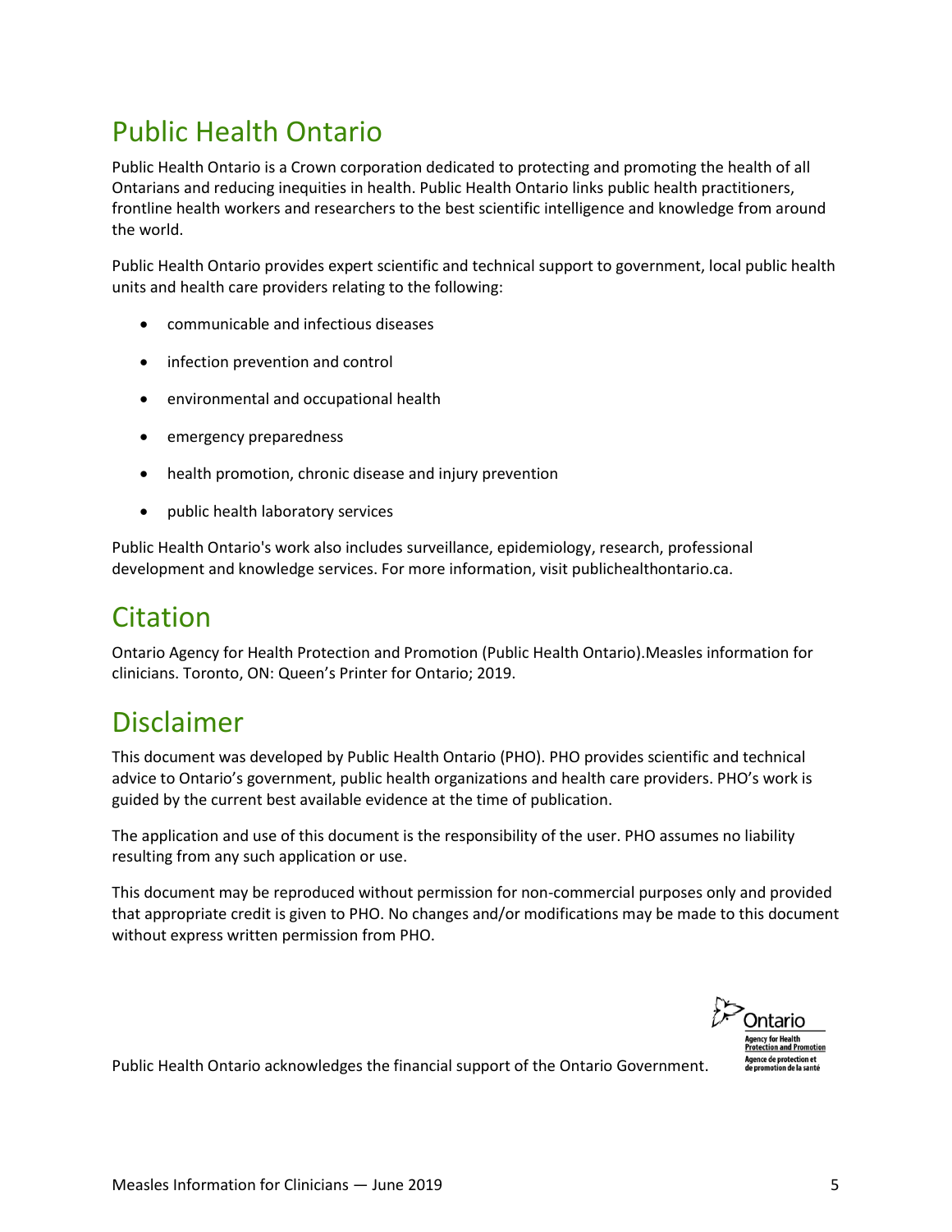# Public Health Ontario

Public Health Ontario is a Crown corporation dedicated to protecting and promoting the health of all Ontarians and reducing inequities in health. Public Health Ontario links public health practitioners, frontline health workers and researchers to the best scientific intelligence and knowledge from around the world.

Public Health Ontario provides expert scientific and technical support to government, local public health units and health care providers relating to the following:

- communicable and infectious diseases
- infection prevention and control
- environmental and occupational health
- emergency preparedness
- health promotion, chronic disease and injury prevention
- public health laboratory services

Public Health Ontario's work also includes surveillance, epidemiology, research, professional development and knowledge services. For more information, visit publichealthontario.ca.

# Citation

Ontario Agency for Health Protection and Promotion (Public Health Ontario).Measles information for clinicians. Toronto, ON: Queen's Printer for Ontario; 2019.

# Disclaimer

This document was developed by Public Health Ontario (PHO). PHO provides scientific and technical advice to Ontario's government, public health organizations and health care providers. PHO's work is guided by the current best available evidence at the time of publication.

The application and use of this document is the responsibility of the user. PHO assumes no liability resulting from any such application or use.

This document may be reproduced without permission for non-commercial purposes only and provided that appropriate credit is given to PHO. No changes and/or modifications may be made to this document without express written permission from PHO.

Public Health Ontario acknowledges the financial support of the Ontario Government.

Ontario
Agency for Health Protection and Promotion
Agence de protection et de promotion de la santé